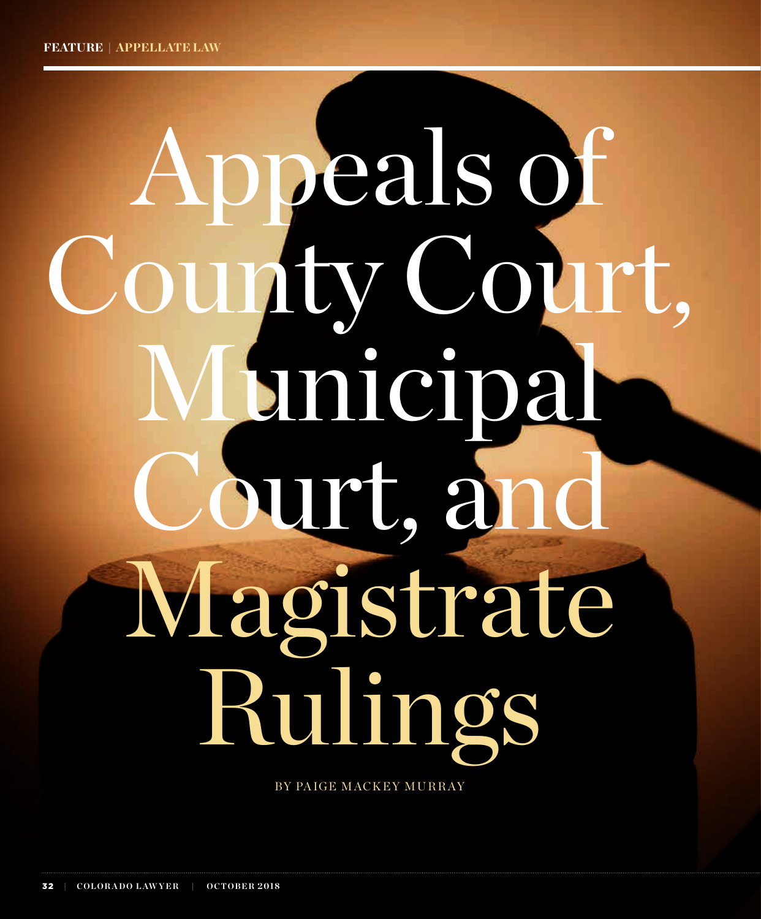FEATURE | APPELLATE LAW

# Appeals of County Court, Municipal Court, and Magistrate Rulings

BY PAIGE MACKEY MURRAY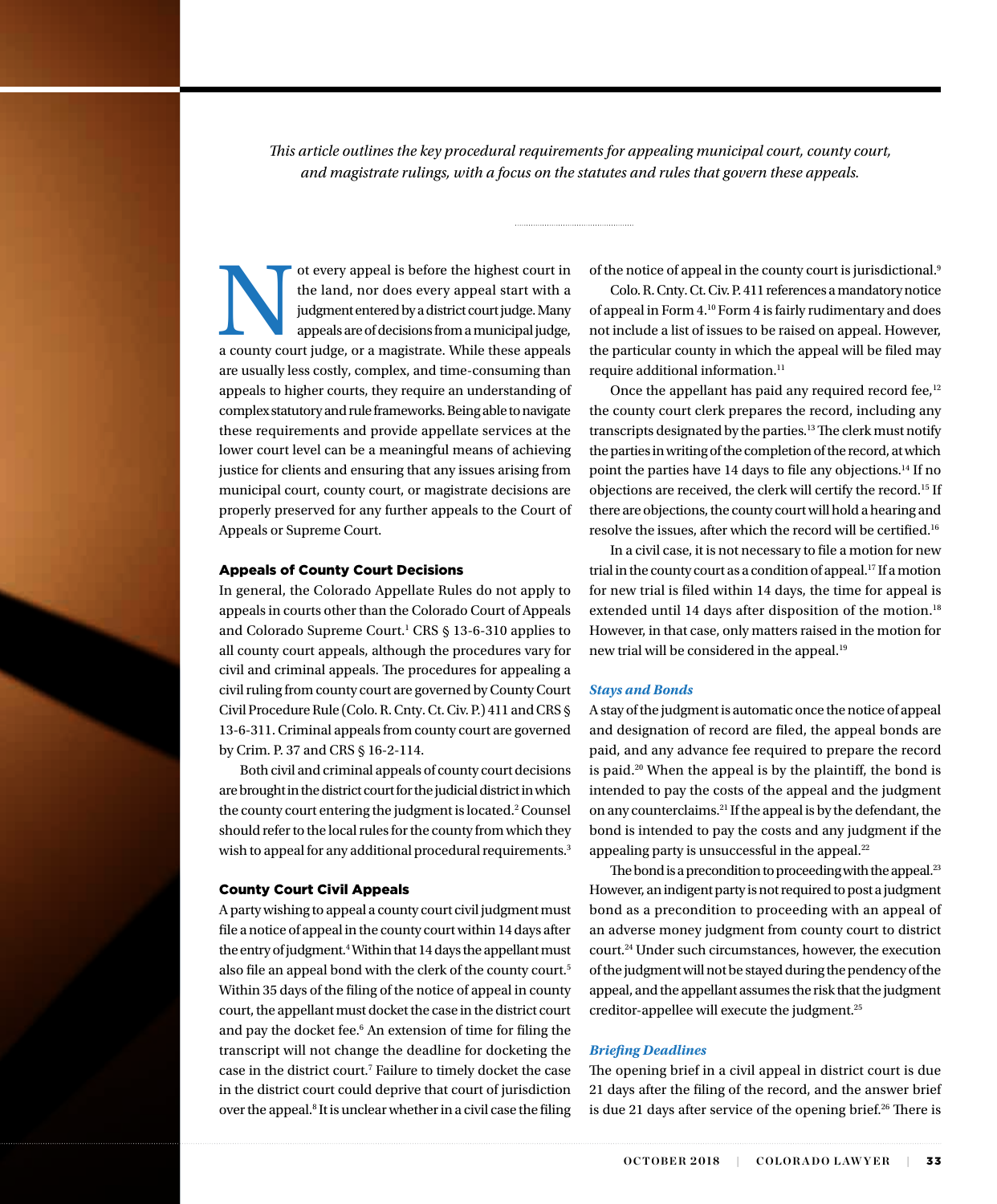*This article outlines the key procedural requirements for appealing municipal court, county court, and magistrate rulings, with a focus on the statutes and rules that govern these appeals.*

Not every appeal is before the highest court in the land, nor does every appeal start with a judgment entered by a district court judge. Many appeals are of decisions from a municipal judge, a county court judge, or a magistrate. While these appeals are usually less costly, complex, and time-consuming than appeals to higher courts, they require an understanding of complex statutory and rule frameworks. Being able to navigate these requirements and provide appellate services at the lower court level can be a meaningful means of achieving justice for clients and ensuring that any issues arising from municipal court, county court, or magistrate decisions are properly preserved for any further appeals to the Court of Appeals or Supreme Court.

## Appeals of County Court Decisions

In general, the Colorado Appellate Rules do not apply to appeals in courts other than the Colorado Court of Appeals and Colorado Supreme Court.[1] CRS § 13-6-310 applies to all county court appeals, although the procedures vary for civil and criminal appeals. The procedures for appealing a civil ruling from county court are governed by County Court Civil Procedure Rule (Colo. R. Cnty. Ct. Civ. P.) 411 and CRS § 13-6-311. Criminal appeals from county court are governed by Crim. P. 37 and CRS § 16-2-114.

Both civil and criminal appeals of county court decisions are brought in the district court for the judicial district in which the county court entering the judgment is located.[2] Counsel should refer to the local rules for the county from which they wish to appeal for any additional procedural requirements.[3]

## County Court Civil Appeals

A party wishing to appeal a county court civil judgment must file a notice of appeal in the county court within 14 days after the entry of judgment.[4] Within that 14 days the appellant must also file an appeal bond with the clerk of the county court.[5] Within 35 days of the filing of the notice of appeal in county court, the appellant must docket the case in the district court and pay the docket fee.[6] An extension of time for filing the transcript will not change the deadline for docketing the case in the district court.[7] Failure to timely docket the case in the district court could deprive that court of jurisdiction over the appeal.[8] It is unclear whether in a civil case the filing of the notice of appeal in the county court is jurisdictional.[9]

Colo. R. Cnty. Ct. Civ. P. 411 references a mandatory notice of appeal in Form 4.[10] Form 4 is fairly rudimentary and does not include a list of issues to be raised on appeal. However, the particular county in which the appeal will be filed may require additional information.[11]

Once the appellant has paid any required record fee,[12] the county court clerk prepares the record, including any transcripts designated by the parties.[13] The clerk must notify the parties in writing of the completion of the record, at which point the parties have 14 days to file any objections.[14] If no objections are received, the clerk will certify the record.[15] If there are objections, the county court will hold a hearing and resolve the issues, after which the record will be certified.[16]

In a civil case, it is not necessary to file a motion for new trial in the county court as a condition of appeal.[17] If a motion for new trial is filed within 14 days, the time for appeal is extended until 14 days after disposition of the motion.[18] However, in that case, only matters raised in the motion for new trial will be considered in the appeal.[19]

### *Stays and Bonds*

A stay of the judgment is automatic once the notice of appeal and designation of record are filed, the appeal bonds are paid, and any advance fee required to prepare the record is paid.[20] When the appeal is by the plaintiff, the bond is intended to pay the costs of the appeal and the judgment on any counterclaims.[21] If the appeal is by the defendant, the bond is intended to pay the costs and any judgment if the appealing party is unsuccessful in the appeal.[22]

The bond is a precondition to proceeding with the appeal.[23] However, an indigent party is not required to post a judgment bond as a precondition to proceeding with an appeal of an adverse money judgment from county court to district court.[24] Under such circumstances, however, the execution of the judgment will not be stayed during the pendency of the appeal, and the appellant assumes the risk that the judgment creditor-appellee will execute the judgment.[25]

### *Briefing Deadlines*

The opening brief in a civil appeal in district court is due 21 days after the filing of the record, and the answer brief is due 21 days after service of the opening brief.[26] There is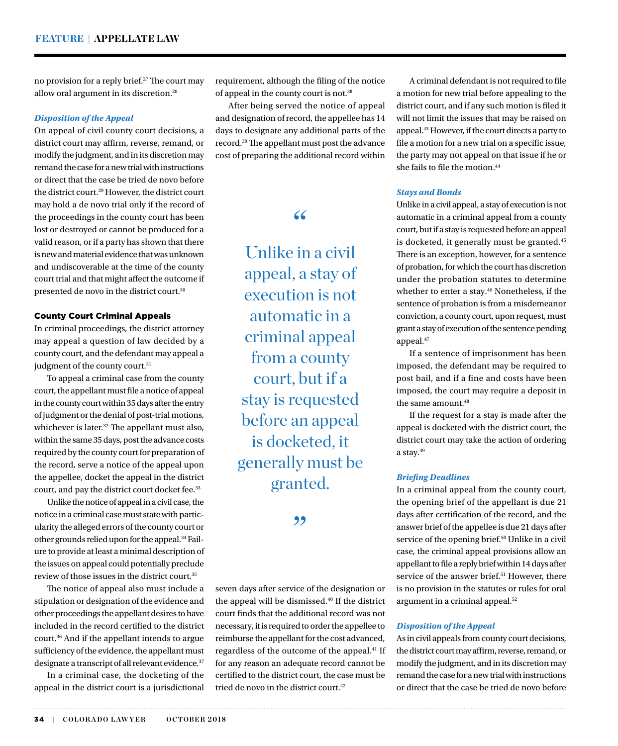no provision for a reply brief.[27] The court may allow oral argument in its discretion.[28]

### *Disposition of the Appeal*

On appeal of civil county court decisions, a district court may affirm, reverse, remand, or modify the judgment, and in its discretion may remand the case for a new trial with instructions or direct that the case be tried de novo before the district court.[29] However, the district court may hold a de novo trial only if the record of the proceedings in the county court has been lost or destroyed or cannot be produced for a valid reason, or if a party has shown that there is new and material evidence that was unknown and undiscoverable at the time of the county court trial and that might affect the outcome if presented de novo in the district court.[30]

## County Court Criminal Appeals

In criminal proceedings, the district attorney may appeal a question of law decided by a county court, and the defendant may appeal a judgment of the county court.[31]

To appeal a criminal case from the county court, the appellant must file a notice of appeal in the county court within 35 days after the entry of judgment or the denial of post-trial motions, whichever is later.[32] The appellant must also, within the same 35 days, post the advance costs required by the county court for preparation of the record, serve a notice of the appeal upon the appellee, docket the appeal in the district court, and pay the district court docket fee.[33]

Unlike the notice of appeal in a civil case, the notice in a criminal case must state with particularity the alleged errors of the county court or other grounds relied upon for the appeal.[34] Failure to provide at least a minimal description of the issues on appeal could potentially preclude review of those issues in the district court.[35]

The notice of appeal also must include a stipulation or designation of the evidence and other proceedings the appellant desires to have included in the record certified to the district court.[36] And if the appellant intends to argue sufficiency of the evidence, the appellant must designate a transcript of all relevant evidence.[37]

In a criminal case, the docketing of the appeal in the district court is a jurisdictional requirement, although the filing of the notice of appeal in the county court is not.[38]

After being served the notice of appeal and designation of record, the appellee has 14 days to designate any additional parts of the record.[39] The appellant must post the advance cost of preparing the additional record within seven days after service of the designation or the appeal will be dismissed.[40] If the district court finds that the additional record was not necessary, it is required to order the appellee to reimburse the appellant for the cost advanced, regardless of the outcome of the appeal.[41] If for any reason an adequate record cannot be certified to the district court, the case must be tried de novo in the district court.[42]

> "Unlike in a civil appeal, a stay of execution is not automatic in a criminal appeal from a county court, but if a stay is requested before an appeal is docketed, it generally must be granted."

A criminal defendant is not required to file a motion for new trial before appealing to the district court, and if any such motion is filed it will not limit the issues that may be raised on appeal.[43] However, if the court directs a party to file a motion for a new trial on a specific issue, the party may not appeal on that issue if he or she fails to file the motion.[44]

### *Stays and Bonds*

Unlike in a civil appeal, a stay of execution is not automatic in a criminal appeal from a county court, but if a stay is requested before an appeal is docketed, it generally must be granted.[45] There is an exception, however, for a sentence of probation, for which the court has discretion under the probation statutes to determine whether to enter a stay.[46] Nonetheless, if the sentence of probation is from a misdemeanor conviction, a county court, upon request, must grant a stay of execution of the sentence pending appeal.[47]

If a sentence of imprisonment has been imposed, the defendant may be required to post bail, and if a fine and costs have been imposed, the court may require a deposit in the same amount.[48]

If the request for a stay is made after the appeal is docketed with the district court, the district court may take the action of ordering a stay.[49]

### *Briefing Deadlines*

In a criminal appeal from the county court, the opening brief of the appellant is due 21 days after certification of the record, and the answer brief of the appellee is due 21 days after service of the opening brief.[50] Unlike in a civil case, the criminal appeal provisions allow an appellant to file a reply brief within 14 days after service of the answer brief.[51] However, there is no provision in the statutes or rules for oral argument in a criminal appeal.[52]

### *Disposition of the Appeal*

As in civil appeals from county court decisions, the district court may affirm, reverse, remand, or modify the judgment, and in its discretion may remand the case for a new trial with instructions or direct that the case be tried de novo before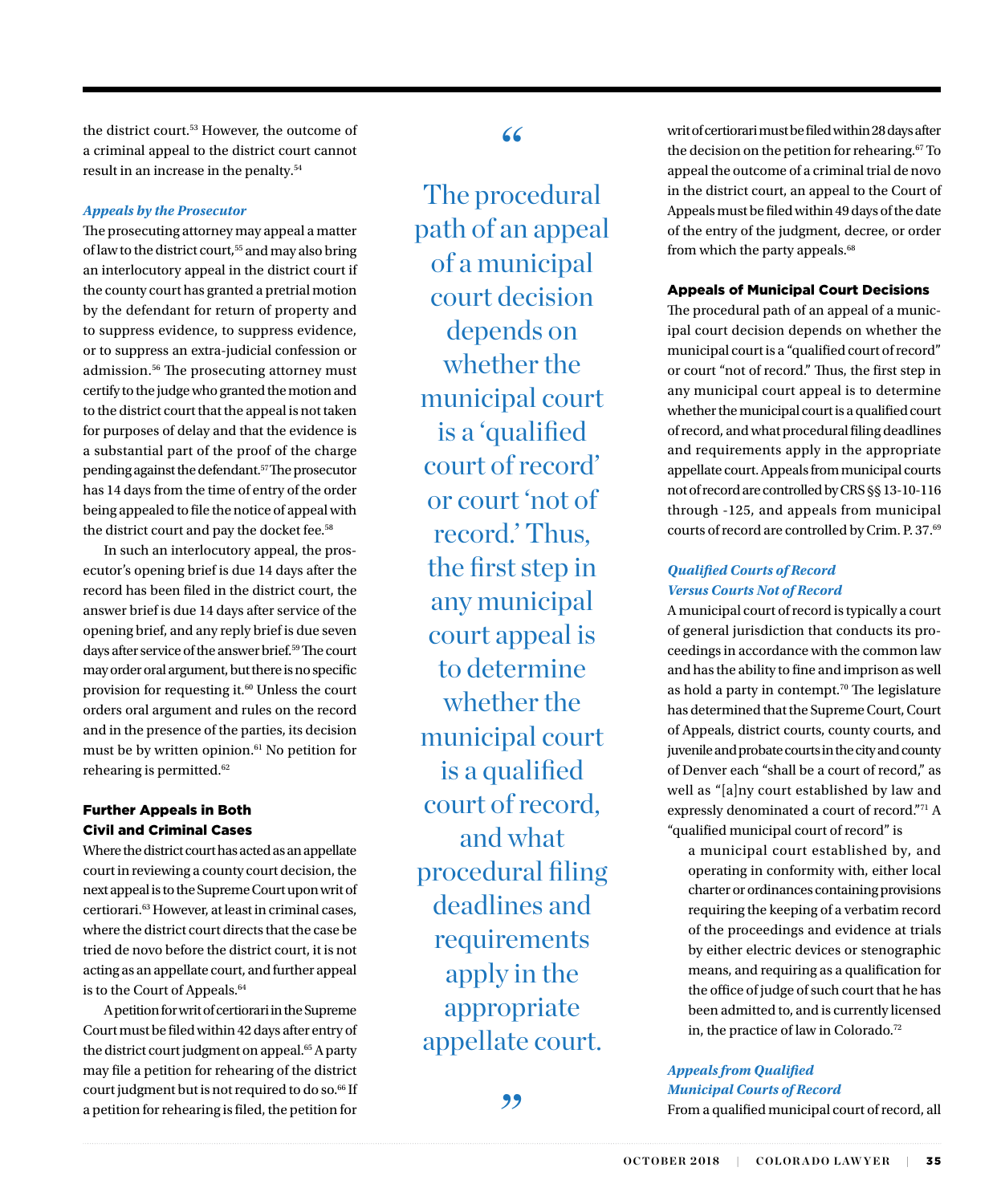the district court.[53] However, the outcome of a criminal appeal to the district court cannot result in an increase in the penalty.[54]

### *Appeals by the Prosecutor*

The prosecuting attorney may appeal a matter of law to the district court,[55] and may also bring an interlocutory appeal in the district court if the county court has granted a pretrial motion by the defendant for return of property and to suppress evidence, to suppress evidence, or to suppress an extra-judicial confession or admission.[56] The prosecuting attorney must certify to the judge who granted the motion and to the district court that the appeal is not taken for purposes of delay and that the evidence is a substantial part of the proof of the charge pending against the defendant.[57] The prosecutor has 14 days from the time of entry of the order being appealed to file the notice of appeal with the district court and pay the docket fee.[58]

In such an interlocutory appeal, the prosecutor's opening brief is due 14 days after the record has been filed in the district court, the answer brief is due 14 days after service of the opening brief, and any reply brief is due seven days after service of the answer brief.[59] The court may order oral argument, but there is no specific provision for requesting it.[60] Unless the court orders oral argument and rules on the record and in the presence of the parties, its decision must be by written opinion.[61] No petition for rehearing is permitted.[62]

## Further Appeals in Both Civil and Criminal Cases

Where the district court has acted as an appellate court in reviewing a county court decision, the next appeal is to the Supreme Court upon writ of certiorari.[63] However, at least in criminal cases, where the district court directs that the case be tried de novo before the district court, it is not acting as an appellate court, and further appeal is to the Court of Appeals.[64]

A petition for writ of certiorari in the Supreme Court must be filed within 42 days after entry of the district court judgment on appeal.[65] A party may file a petition for rehearing of the district court judgment but is not required to do so.[66] If a petition for rehearing is filed, the petition for writ of certiorari must be filed within 28 days after the decision on the petition for rehearing.[67] To appeal the outcome of a criminal trial de novo in the district court, an appeal to the Court of Appeals must be filed within 49 days of the date of the entry of the judgment, decree, or order from which the party appeals.[68]

> "The procedural path of an appeal of a municipal court decision depends on whether the municipal court is a 'qualified court of record' or court 'not of record.' Thus, the first step in any municipal court appeal is to determine whether the municipal court is a qualified court of record, and what procedural filing deadlines and requirements apply in the appropriate appellate court."

## Appeals of Municipal Court Decisions

The procedural path of an appeal of a municipal court decision depends on whether the municipal court is a "qualified court of record" or court "not of record." Thus, the first step in any municipal court appeal is to determine whether the municipal court is a qualified court of record, and what procedural filing deadlines and requirements apply in the appropriate appellate court. Appeals from municipal courts not of record are controlled by CRS §§ 13-10-116 through -125, and appeals from municipal courts of record are controlled by Crim. P. 37.[69]

### *Qualified Courts of Record Versus Courts Not of Record*

A municipal court of record is typically a court of general jurisdiction that conducts its proceedings in accordance with the common law and has the ability to fine and imprison as well as hold a party in contempt.[70] The legislature has determined that the Supreme Court, Court of Appeals, district courts, county courts, and juvenile and probate courts in the city and county of Denver each "shall be a court of record," as well as "[a]ny court established by law and expressly denominated a court of record."[71] A "qualified municipal court of record" is

> a municipal court established by, and operating in conformity with, either local charter or ordinances containing provisions requiring the keeping of a verbatim record of the proceedings and evidence at trials by either electric devices or stenographic means, and requiring as a qualification for the office of judge of such court that he has been admitted to, and is currently licensed in, the practice of law in Colorado.[72]

### *Appeals from Qualified Municipal Courts of Record*

From a qualified municipal court of record, all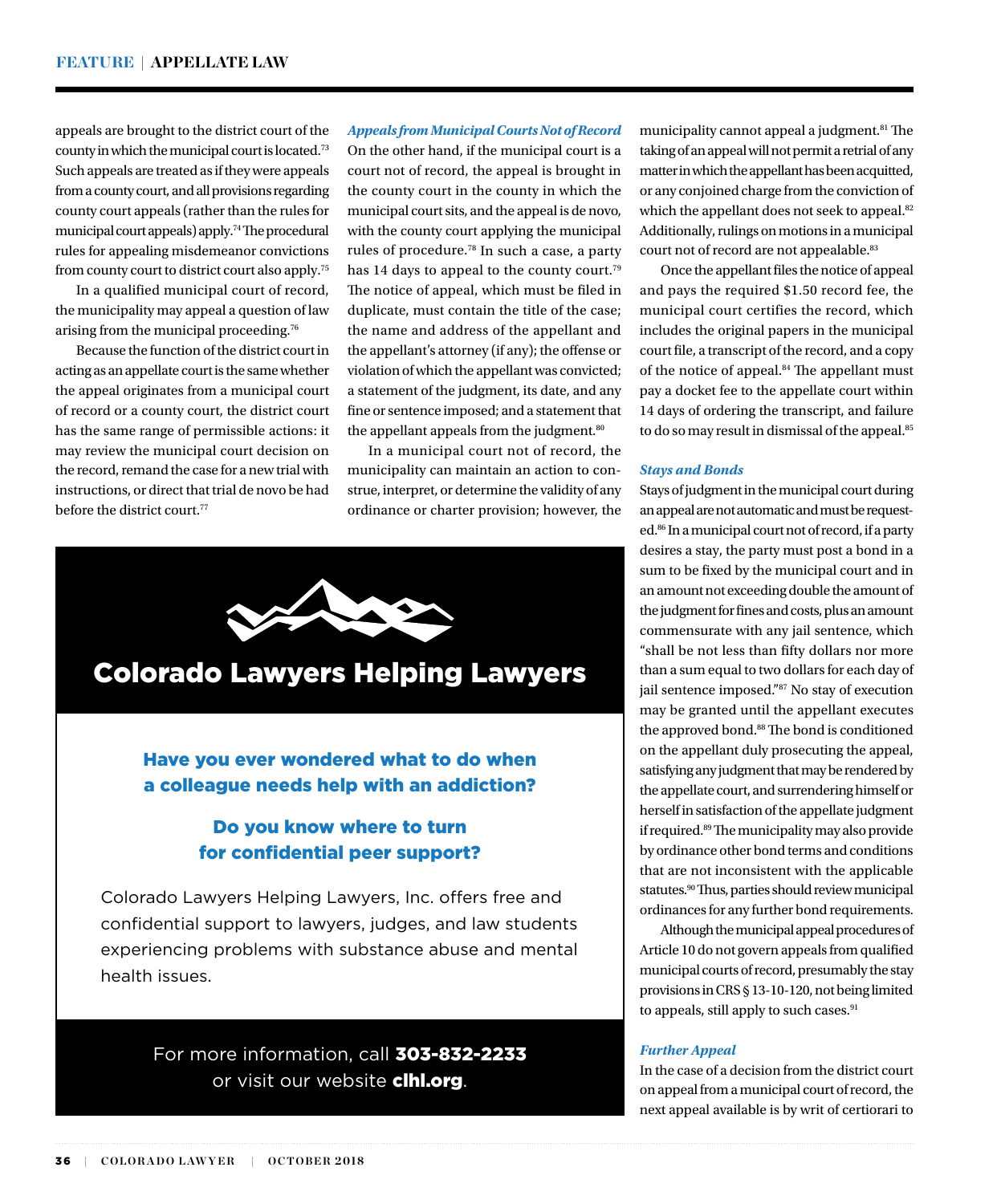appeals are brought to the district court of the county in which the municipal court is located.[73] Such appeals are treated as if they were appeals from a county court, and all provisions regarding county court appeals (rather than the rules for municipal court appeals) apply.[74] The procedural rules for appealing misdemeanor convictions from county court to district court also apply.[75]

In a qualified municipal court of record, the municipality may appeal a question of law arising from the municipal proceeding.[76]

Because the function of the district court in acting as an appellate court is the same whether the appeal originates from a municipal court of record or a county court, the district court has the same range of permissible actions: it may review the municipal court decision on the record, remand the case for a new trial with instructions, or direct that trial de novo be had before the district court.[77]

***Appeals from Municipal Courts Not of Record***

On the other hand, if the municipal court is a court not of record, the appeal is brought in the county court in the county in which the municipal court sits, and the appeal is de novo, with the county court applying the municipal rules of procedure.[78] In such a case, a party has 14 days to appeal to the county court.[79] The notice of appeal, which must be filed in duplicate, must contain the title of the case; the name and address of the appellant and the appellant's attorney (if any); the offense or violation of which the appellant was convicted; a statement of the judgment, its date, and any fine or sentence imposed; and a statement that the appellant appeals from the judgment.[80]

In a municipal court not of record, the municipality can maintain an action to construe, interpret, or determine the validity of any ordinance or charter provision; however, the municipality cannot appeal a judgment.[81] The taking of an appeal will not permit a retrial of any matter in which the appellant has been acquitted, or any conjoined charge from the conviction of which the appellant does not seek to appeal.[82] Additionally, rulings on motions in a municipal court not of record are not appealable.[83]

Once the appellant files the notice of appeal and pays the required $1.50 record fee, the municipal court certifies the record, which includes the original papers in the municipal court file, a transcript of the record, and a copy of the notice of appeal.[84] The appellant must pay a docket fee to the appellate court within 14 days of ordering the transcript, and failure to do so may result in dismissal of the appeal.[85]

***Stays and Bonds***

Stays of judgment in the municipal court during an appeal are not automatic and must be requested.[86] In a municipal court not of record, if a party desires a stay, the party must post a bond in a sum to be fixed by the municipal court and in an amount not exceeding double the amount of the judgment for fines and costs, plus an amount commensurate with any jail sentence, which "shall be not less than fifty dollars nor more than a sum equal to two dollars for each day of jail sentence imposed."[87] No stay of execution may be granted until the appellant executes the approved bond.[88] The bond is conditioned on the appellant duly prosecuting the appeal, satisfying any judgment that may be rendered by the appellate court, and surrendering himself or herself in satisfaction of the appellate judgment if required.[89] The municipality may also provide by ordinance other bond terms and conditions that are not inconsistent with the applicable statutes.[90] Thus, parties should review municipal ordinances for any further bond requirements.

Although the municipal appeal procedures of Article 10 do not govern appeals from qualified municipal courts of record, presumably the stay provisions in CRS § 13-10-120, not being limited to appeals, still apply to such cases.[91]

***Further Appeal***

In the case of a decision from the district court on appeal from a municipal court of record, the next appeal available is by writ of certiorari to

**Colorado Lawyers Helping Lawyers**

**Have you ever wondered what to do when a colleague needs help with an addiction?**

**Do you know where to turn for confidential peer support?**

Colorado Lawyers Helping Lawyers, Inc. offers free and confidential support to lawyers, judges, and law students experiencing problems with substance abuse and mental health issues.

For more information, call **303-832-2233** or visit our website **clhl.org**.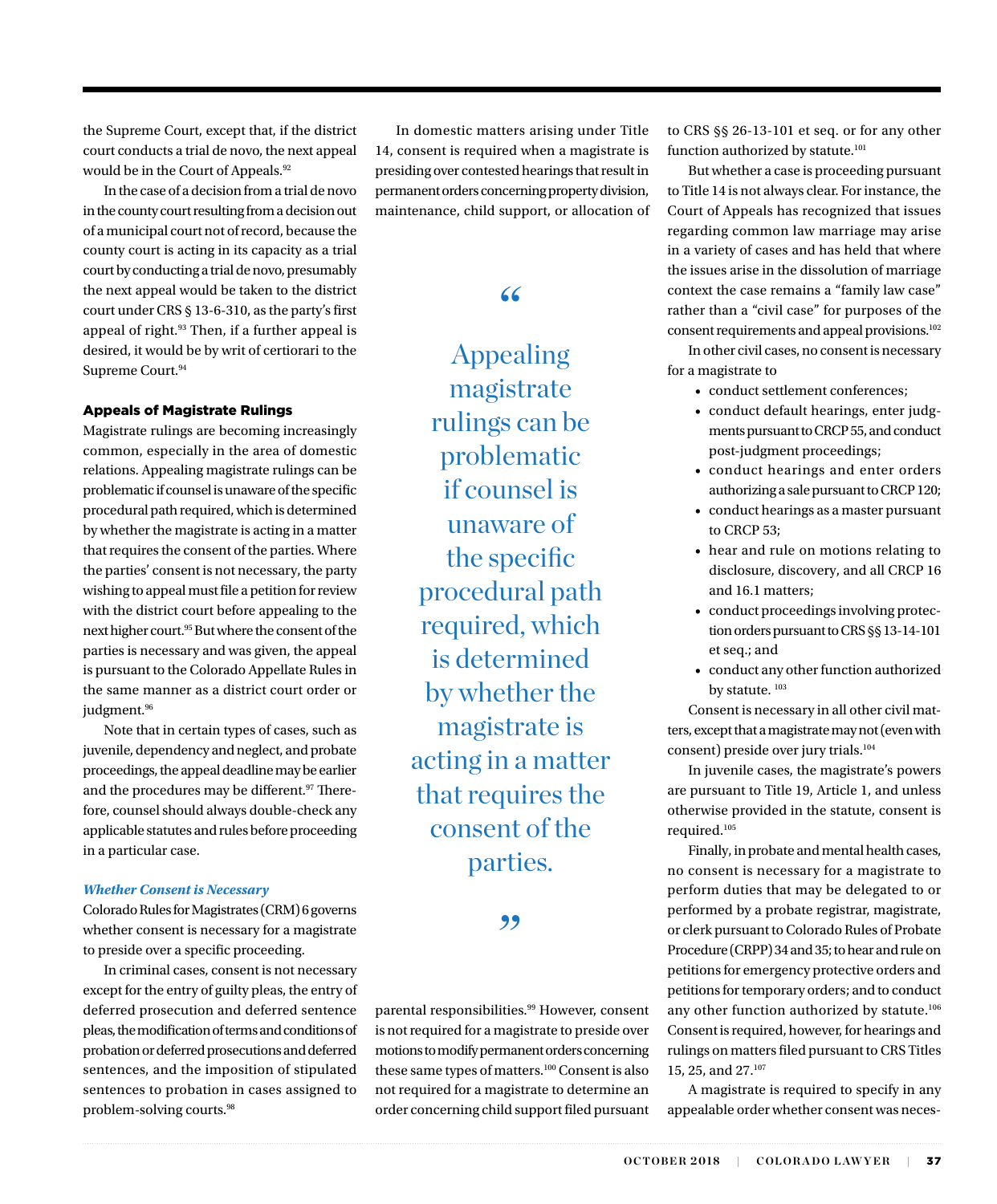the Supreme Court, except that, if the district court conducts a trial de novo, the next appeal would be in the Court of Appeals.[92]

In the case of a decision from a trial de novo in the county court resulting from a decision out of a municipal court not of record, because the county court is acting in its capacity as a trial court by conducting a trial de novo, presumably the next appeal would be taken to the district court under CRS § 13-6-310, as the party's first appeal of right.[93] Then, if a further appeal is desired, it would be by writ of certiorari to the Supreme Court.[94]

### Appeals of Magistrate Rulings

Magistrate rulings are becoming increasingly common, especially in the area of domestic relations. Appealing magistrate rulings can be problematic if counsel is unaware of the specific procedural path required, which is determined by whether the magistrate is acting in a matter that requires the consent of the parties. Where the parties' consent is not necessary, the party wishing to appeal must file a petition for review with the district court before appealing to the next higher court.[95] But where the consent of the parties is necessary and was given, the appeal is pursuant to the Colorado Appellate Rules in the same manner as a district court order or judgment.[96]

Note that in certain types of cases, such as juvenile, dependency and neglect, and probate proceedings, the appeal deadline may be earlier and the procedures may be different.[97] Therefore, counsel should always double-check any applicable statutes and rules before proceeding in a particular case.

#### *Whether Consent is Necessary*

Colorado Rules for Magistrates (CRM) 6 governs whether consent is necessary for a magistrate to preside over a specific proceeding.

In criminal cases, consent is not necessary except for the entry of guilty pleas, the entry of deferred prosecution and deferred sentence pleas, the modification of terms and conditions of probation or deferred prosecutions and deferred sentences, and the imposition of stipulated sentences to probation in cases assigned to problem-solving courts.[98]

In domestic matters arising under Title 14, consent is required when a magistrate is presiding over contested hearings that result in permanent orders concerning property division, maintenance, child support, or allocation of parental responsibilities.[99] However, consent is not required for a magistrate to preside over motions to modify permanent orders concerning these same types of matters.[100] Consent is also not required for a magistrate to determine an order concerning child support filed pursuant to CRS §§ 26-13-101 et seq. or for any other function authorized by statute.[101]

> "Appealing magistrate rulings can be problematic if counsel is unaware of the specific procedural path required, which is determined by whether the magistrate is acting in a matter that requires the consent of the parties."

But whether a case is proceeding pursuant to Title 14 is not always clear. For instance, the Court of Appeals has recognized that issues regarding common law marriage may arise in a variety of cases and has held that where the issues arise in the dissolution of marriage context the case remains a "family law case" rather than a "civil case" for purposes of the consent requirements and appeal provisions.[102]

In other civil cases, no consent is necessary for a magistrate to

- conduct settlement conferences;
- conduct default hearings, enter judgments pursuant to CRCP 55, and conduct post-judgment proceedings;
- conduct hearings and enter orders authorizing a sale pursuant to CRCP 120;
- conduct hearings as a master pursuant to CRCP 53;
- hear and rule on motions relating to disclosure, discovery, and all CRCP 16 and 16.1 matters;
- conduct proceedings involving protection orders pursuant to CRS §§ 13-14-101 et seq.; and
- conduct any other function authorized by statute. [103]

Consent is necessary in all other civil matters, except that a magistrate may not (even with consent) preside over jury trials.[104]

In juvenile cases, the magistrate's powers are pursuant to Title 19, Article 1, and unless otherwise provided in the statute, consent is required.[105]

Finally, in probate and mental health cases, no consent is necessary for a magistrate to perform duties that may be delegated to or performed by a probate registrar, magistrate, or clerk pursuant to Colorado Rules of Probate Procedure (CRPP) 34 and 35; to hear and rule on petitions for emergency protective orders and petitions for temporary orders; and to conduct any other function authorized by statute.[106] Consent is required, however, for hearings and rulings on matters filed pursuant to CRS Titles 15, 25, and 27.[107]

A magistrate is required to specify in any appealable order whether consent was neces-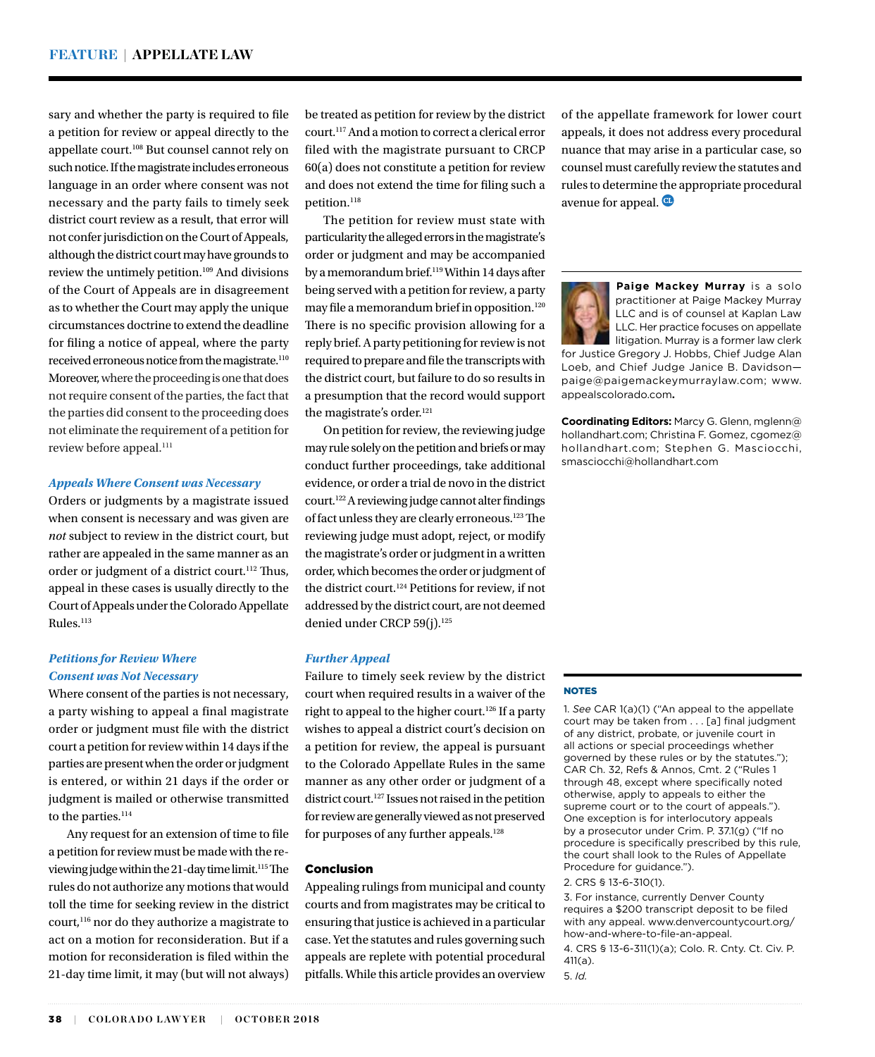sary and whether the party is required to file a petition for review or appeal directly to the appellate court.[108] But counsel cannot rely on such notice. If the magistrate includes erroneous language in an order where consent was not necessary and the party fails to timely seek district court review as a result, that error will not confer jurisdiction on the Court of Appeals, although the district court may have grounds to review the untimely petition.[109] And divisions of the Court of Appeals are in disagreement as to whether the Court may apply the unique circumstances doctrine to extend the deadline for filing a notice of appeal, where the party received erroneous notice from the magistrate.[110] Moreover, where the proceeding is one that does not require consent of the parties, the fact that the parties did consent to the proceeding does not eliminate the requirement of a petition for review before appeal.[111]

### *Appeals Where Consent was Necessary*

Orders or judgments by a magistrate issued when consent is necessary and was given are *not* subject to review in the district court, but rather are appealed in the same manner as an order or judgment of a district court.[112] Thus, appeal in these cases is usually directly to the Court of Appeals under the Colorado Appellate Rules.[113]

### *Petitions for Review Where Consent was Not Necessary*

Where consent of the parties is not necessary, a party wishing to appeal a final magistrate order or judgment must file with the district court a petition for review within 14 days if the parties are present when the order or judgment is entered, or within 21 days if the order or judgment is mailed or otherwise transmitted to the parties.[114]

Any request for an extension of time to file a petition for review must be made with the reviewing judge within the 21-day time limit.[115] The rules do not authorize any motions that would toll the time for seeking review in the district court,[116] nor do they authorize a magistrate to act on a motion for reconsideration. But if a motion for reconsideration is filed within the 21-day time limit, it may (but will not always) be treated as petition for review by the district court.[117] And a motion to correct a clerical error filed with the magistrate pursuant to CRCP 60(a) does not constitute a petition for review and does not extend the time for filing such a petition.[118]

The petition for review must state with particularity the alleged errors in the magistrate's order or judgment and may be accompanied by a memorandum brief.[119] Within 14 days after being served with a petition for review, a party may file a memorandum brief in opposition.[120] There is no specific provision allowing for a reply brief. A party petitioning for review is not required to prepare and file the transcripts with the district court, but failure to do so results in a presumption that the record would support the magistrate's order.[121]

On petition for review, the reviewing judge may rule solely on the petition and briefs or may conduct further proceedings, take additional evidence, or order a trial de novo in the district court.[122] A reviewing judge cannot alter findings of fact unless they are clearly erroneous.[123] The reviewing judge must adopt, reject, or modify the magistrate's order or judgment in a written order, which becomes the order or judgment of the district court.[124] Petitions for review, if not addressed by the district court, are not deemed denied under CRCP 59(j).[125]

### *Further Appeal*

Failure to timely seek review by the district court when required results in a waiver of the right to appeal to the higher court.[126] If a party wishes to appeal a district court's decision on a petition for review, the appeal is pursuant to the Colorado Appellate Rules in the same manner as any other order or judgment of a district court.[127] Issues not raised in the petition for review are generally viewed as not preserved for purposes of any further appeals.[128]

## Conclusion

Appealing rulings from municipal and county courts and from magistrates may be critical to ensuring that justice is achieved in a particular case. Yet the statutes and rules governing such appeals are replete with potential procedural pitfalls. While this article provides an overview of the appellate framework for lower court appeals, it does not address every procedural nuance that may arise in a particular case, so counsel must carefully review the statutes and rules to determine the appropriate procedural avenue for appeal.

---

**Paige Mackey Murray** is a solo practitioner at Paige Mackey Murray LLC and is of counsel at Kaplan Law LLC. Her practice focuses on appellate litigation. Murray is a former law clerk for Justice Gregory J. Hobbs, Chief Judge Alan Loeb, and Chief Judge Janice B. Davidson—paige@paigemackeymurraylaw.com; www.appealscolorado.com.

**Coordinating Editors:** Marcy G. Glenn, mglenn@hollandhart.com; Christina F. Gomez, cgomez@hollandhart.com; Stephen G. Masciocchi, smasciocchi@hollandhart.com

## NOTES

1. *See* CAR 1(a)(1) ("An appeal to the appellate court may be taken from . . . [a] final judgment of any district, probate, or juvenile court in all actions or special proceedings whether governed by these rules or by the statutes."); CAR Ch. 32, Refs & Annos, Cmt. 2 ("Rules 1 through 48, except where specifically noted otherwise, apply to appeals to either the supreme court or to the court of appeals."). One exception is for interlocutory appeals by a prosecutor under Crim. P. 37.1(g) ("If no procedure is specifically prescribed by this rule, the court shall look to the Rules of Appellate Procedure for guidance.").

2. CRS § 13-6-310(1).

3. For instance, currently Denver County requires a $200 transcript deposit to be filed with any appeal. www.denvercountycourt.org/how-and-where-to-file-an-appeal.

4. CRS § 13-6-311(1)(a); Colo. R. Cnty. Ct. Civ. P. 411(a).

5. *Id.*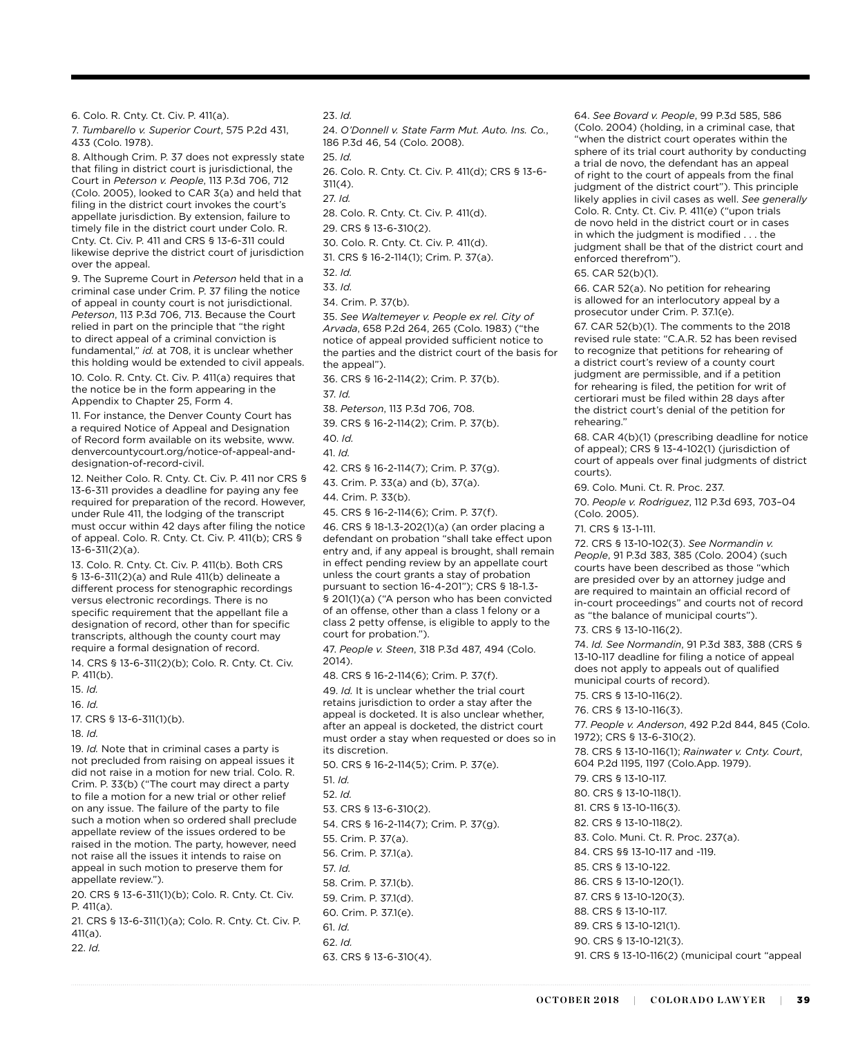6. Colo. R. Cnty. Ct. Civ. P. 411(a).

7. *Tumbarello v. Superior Court*, 575 P.2d 431, 433 (Colo. 1978).

8. Although Crim. P. 37 does not expressly state that filing in district court is jurisdictional, the Court in *Peterson v. People*, 113 P.3d 706, 712 (Colo. 2005), looked to CAR 3(a) and held that filing in the district court invokes the court's appellate jurisdiction. By extension, failure to timely file in the district court under Colo. R. Cnty. Ct. Civ. P. 411 and CRS § 13-6-311 could likewise deprive the district court of jurisdiction over the appeal.

9. The Supreme Court in *Peterson* held that in a criminal case under Crim. P. 37 filing the notice of appeal in county court is not jurisdictional. *Peterson*, 113 P.3d 706, 713. Because the Court relied in part on the principle that "the right to direct appeal of a criminal conviction is fundamental," *id.* at 708, it is unclear whether this holding would be extended to civil appeals.

10. Colo. R. Cnty. Ct. Civ. P. 411(a) requires that the notice be in the form appearing in the Appendix to Chapter 25, Form 4.

11. For instance, the Denver County Court has a required Notice of Appeal and Designation of Record form available on its website, www.denvercountycourt.org/notice-of-appeal-and-designation-of-record-civil.

12. Neither Colo. R. Cnty. Ct. Civ. P. 411 nor CRS § 13-6-311 provides a deadline for paying any fee required for preparation of the record. However, under Rule 411, the lodging of the transcript must occur within 42 days after filing the notice of appeal. Colo. R. Cnty. Ct. Civ. P. 411(b); CRS § 13-6-311(2)(a).

13. Colo. R. Cnty. Ct. Civ. P. 411(b). Both CRS § 13-6-311(2)(a) and Rule 411(b) delineate a different process for stenographic recordings versus electronic recordings. There is no specific requirement that the appellant file a designation of record, other than for specific transcripts, although the county court may require a formal designation of record.

14. CRS § 13-6-311(2)(b); Colo. R. Cnty. Ct. Civ. P. 411(b).

15. *Id.*

16. *Id.*

17. CRS § 13-6-311(1)(b).

18. *Id.*

19. *Id.* Note that in criminal cases a party is not precluded from raising on appeal issues it did not raise in a motion for new trial. Colo. R. Crim. P. 33(b) ("The court may direct a party to file a motion for a new trial or other relief on any issue. The failure of the party to file such a motion when so ordered shall preclude appellate review of the issues ordered to be raised in the motion. The party, however, need not raise all the issues it intends to raise on appeal in such motion to preserve them for appellate review.").

20. CRS § 13-6-311(1)(b); Colo. R. Cnty. Ct. Civ. P. 411(a).

21. CRS § 13-6-311(1)(a); Colo. R. Cnty. Ct. Civ. P. 411(a).

22. *Id.*

23. *Id.*

24. *O'Donnell v. State Farm Mut. Auto. Ins. Co.*, 186 P.3d 46, 54 (Colo. 2008).

25. *Id.*

26. Colo. R. Cnty. Ct. Civ. P. 411(d); CRS § 13-6-311(4).

27. *Id.*

28. Colo. R. Cnty. Ct. Civ. P. 411(d).

29. CRS § 13-6-310(2).

30. Colo. R. Cnty. Ct. Civ. P. 411(d).

31. CRS § 16-2-114(1); Crim. P. 37(a).

32. *Id.*

33. *Id.*

34. Crim. P. 37(b).

35. *See Waltemeyer v. People ex rel. City of Arvada*, 658 P.2d 264, 265 (Colo. 1983) ("the notice of appeal provided sufficient notice to the parties and the district court of the basis for the appeal").

36. CRS § 16-2-114(2); Crim. P. 37(b).

37. *Id.*

38. *Peterson*, 113 P.3d 706, 708.

39. CRS § 16-2-114(2); Crim. P. 37(b).

40. *Id.*

41. *Id.*

42. CRS § 16-2-114(7); Crim. P. 37(g).

43. Crim. P. 33(a) and (b), 37(a).

44. Crim. P. 33(b).

45. CRS § 16-2-114(6); Crim. P. 37(f).

46. CRS § 18-1.3-202(1)(a) (an order placing a defendant on probation "shall take effect upon entry and, if any appeal is brought, shall remain in effect pending review by an appellate court unless the court grants a stay of probation pursuant to section 16-4-201"); CRS § 18-1.3-§ 201(1)(a) ("A person who has been convicted of an offense, other than a class 1 felony or a class 2 petty offense, is eligible to apply to the court for probation.").

47. *People v. Steen*, 318 P.3d 487, 494 (Colo. 2014).

48. CRS § 16-2-114(6); Crim. P. 37(f).

49. *Id.* It is unclear whether the trial court retains jurisdiction to order a stay after the appeal is docketed. It is also unclear whether, after an appeal is docketed, the district court must order a stay when requested or does so in its discretion.

50. CRS § 16-2-114(5); Crim. P. 37(e).

51. *Id.*

52. *Id.*

53. CRS § 13-6-310(2).

54. CRS § 16-2-114(7); Crim. P. 37(g).

55. Crim. P. 37(a).

56. Crim. P. 37.1(a).

57. *Id.*

58. Crim. P. 37.1(b).

59. Crim. P. 37.1(d).

60. Crim. P. 37.1(e).

61. *Id.*

62. *Id.*

63. CRS § 13-6-310(4).

64. *See Bovard v. People*, 99 P.3d 585, 586 (Colo. 2004) (holding, in a criminal case, that "when the district court operates within the sphere of its trial court authority by conducting a trial de novo, the defendant has an appeal of right to the court of appeals from the final judgment of the district court"). This principle likely applies in civil cases as well. *See generally* Colo. R. Cnty. Ct. Civ. P. 411(e) ("upon trials de novo held in the district court or in cases in which the judgment is modified . . . the judgment shall be that of the district court and enforced therefrom").

65. CAR 52(b)(1).

66. CAR 52(a). No petition for rehearing is allowed for an interlocutory appeal by a prosecutor under Crim. P. 37.1(e).

67. CAR 52(b)(1). The comments to the 2018 revised rule state: "C.A.R. 52 has been revised to recognize that petitions for rehearing of a district court's review of a county court judgment are permissible, and if a petition for rehearing is filed, the petition for writ of certiorari must be filed within 28 days after the district court's denial of the petition for rehearing."

68. CAR 4(b)(1) (prescribing deadline for notice of appeal); CRS § 13-4-102(1) (jurisdiction of court of appeals over final judgments of district courts).

69. Colo. Muni. Ct. R. Proc. 237.

70. *People v. Rodriguez*, 112 P.3d 693, 703–04 (Colo. 2005).

71. CRS § 13-1-111.

72. CRS § 13-10-102(3). *See Normandin v. People*, 91 P.3d 383, 385 (Colo. 2004) (such courts have been described as those "which are presided over by an attorney judge and are required to maintain an official record of in-court proceedings" and courts not of record as "the balance of municipal courts").

73. CRS § 13-10-116(2).

74. *Id. See Normandin*, 91 P.3d 383, 388 (CRS § 13-10-117 deadline for filing a notice of appeal does not apply to appeals out of qualified municipal courts of record).

75. CRS § 13-10-116(2).

76. CRS § 13-10-116(3).

77. *People v. Anderson*, 492 P.2d 844, 845 (Colo. 1972); CRS § 13-6-310(2).

78. CRS § 13-10-116(1); *Rainwater v. Cnty. Court*, 604 P.2d 1195, 1197 (Colo.App. 1979).

79. CRS § 13-10-117.

80. CRS § 13-10-118(1).

81. CRS § 13-10-116(3).

82. CRS § 13-10-118(2).

83. Colo. Muni. Ct. R. Proc. 237(a).

84. CRS §§ 13-10-117 and -119.

85. CRS § 13-10-122.

86. CRS § 13-10-120(1).

87. CRS § 13-10-120(3).

88. CRS § 13-10-117.

89. CRS § 13-10-121(1).

90. CRS § 13-10-121(3).

91. CRS § 13-10-116(2) (municipal court "appeal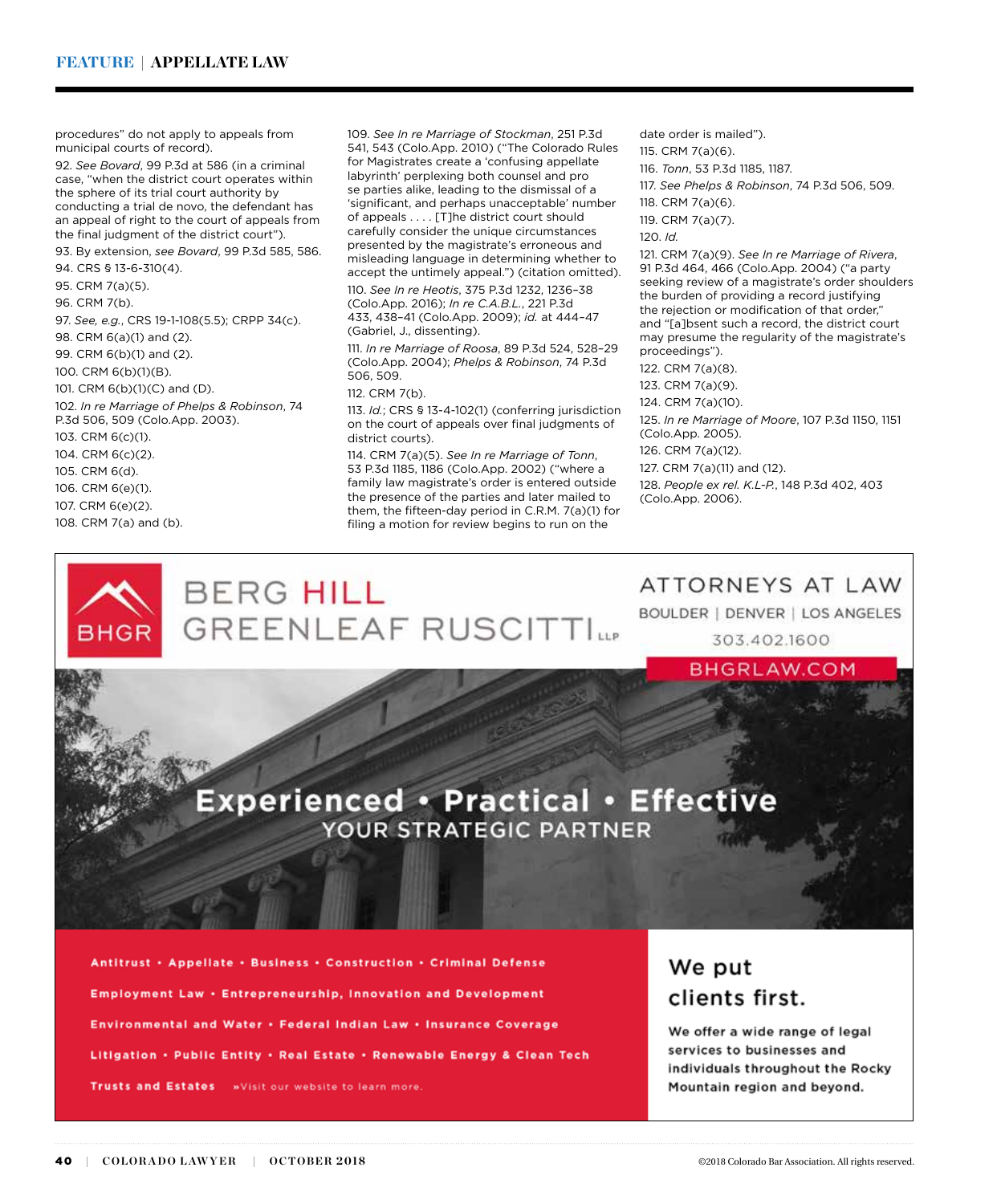procedures" do not apply to appeals from municipal courts of record).

92. *See Bovard*, 99 P.3d at 586 (in a criminal case, "when the district court operates within the sphere of its trial court authority by conducting a trial de novo, the defendant has an appeal of right to the court of appeals from the final judgment of the district court").

93. By extension, *see Bovard*, 99 P.3d 585, 586.

94. CRS § 13-6-310(4).

95. CRM 7(a)(5).

96. CRM 7(b).

97. *See, e.g.*, CRS 19-1-108(5.5); CRPP 34(c).

98. CRM 6(a)(1) and (2).

99. CRM 6(b)(1) and (2).

100. CRM 6(b)(1)(B).

101. CRM 6(b)(1)(C) and (D).

102. *In re Marriage of Phelps & Robinson*, 74 P.3d 506, 509 (Colo.App. 2003).

103. CRM 6(c)(1).

104. CRM 6(c)(2).

105. CRM 6(d).

106. CRM 6(e)(1).

107. CRM 6(e)(2).

108. CRM 7(a) and (b).

109. *See In re Marriage of Stockman*, 251 P.3d 541, 543 (Colo.App. 2010) ("The Colorado Rules for Magistrates create a 'confusing appellate labyrinth' perplexing both counsel and pro se parties alike, leading to the dismissal of a 'significant, and perhaps unacceptable' number of appeals . . . . [T]he district court should carefully consider the unique circumstances presented by the magistrate's erroneous and misleading language in determining whether to accept the untimely appeal.") (citation omitted).

110. *See In re Heotis*, 375 P.3d 1232, 1236–38 (Colo.App. 2016); *In re C.A.B.L.*, 221 P.3d 433, 438–41 (Colo.App. 2009); *id.* at 444–47 (Gabriel, J., dissenting).

111. *In re Marriage of Roosa*, 89 P.3d 524, 528–29 (Colo.App. 2004); *Phelps & Robinson*, 74 P.3d 506, 509.

112. CRM 7(b).

113. *Id.*; CRS § 13-4-102(1) (conferring jurisdiction on the court of appeals over final judgments of district courts).

114. CRM 7(a)(5). *See In re Marriage of Tonn*, 53 P.3d 1185, 1186 (Colo.App. 2002) ("where a family law magistrate's order is entered outside the presence of the parties and later mailed to them, the fifteen-day period in C.R.M. 7(a)(1) for filing a motion for review begins to run on the date order is mailed").

115. CRM 7(a)(6).

116. *Tonn*, 53 P.3d 1185, 1187.

117. *See Phelps & Robinson*, 74 P.3d 506, 509.

118. CRM 7(a)(6).

119. CRM 7(a)(7).

120. *Id.*

121. CRM 7(a)(9). *See In re Marriage of Rivera*, 91 P.3d 464, 466 (Colo.App. 2004) ("a party seeking review of a magistrate's order shoulders the burden of providing a record justifying the rejection or modification of that order," and "[a]bsent such a record, the district court may presume the regularity of the magistrate's proceedings").

122. CRM 7(a)(8).

123. CRM 7(a)(9).

124. CRM 7(a)(10).

125. *In re Marriage of Moore*, 107 P.3d 1150, 1151 (Colo.App. 2005).

126. CRM 7(a)(12).

127. CRM 7(a)(11) and (12).

128. *People ex rel. K.L-P.*, 148 P.3d 402, 403 (Colo.App. 2006).

BHGR BERG HILL GREENLEAF RUSCITTI LLP

ATTORNEYS AT LAW

BOULDER | DENVER | LOS ANGELES

303.402.1600

BHGRLAW.COM

**Experienced • Practical • Effective**

YOUR STRATEGIC PARTNER

**Antitrust • Appellate • Business • Construction • Criminal Defense**

**Employment Law • Entrepreneurship, Innovation and Development**

**Environmental and Water • Federal Indian Law • Insurance Coverage**

**Litigation • Public Entity • Real Estate • Renewable Energy & Clean Tech**

**Trusts and Estates** »Visit our website to learn more.

**We put clients first.**

**We offer a wide range of legal services to businesses and individuals throughout the Rocky Mountain region and beyond.**